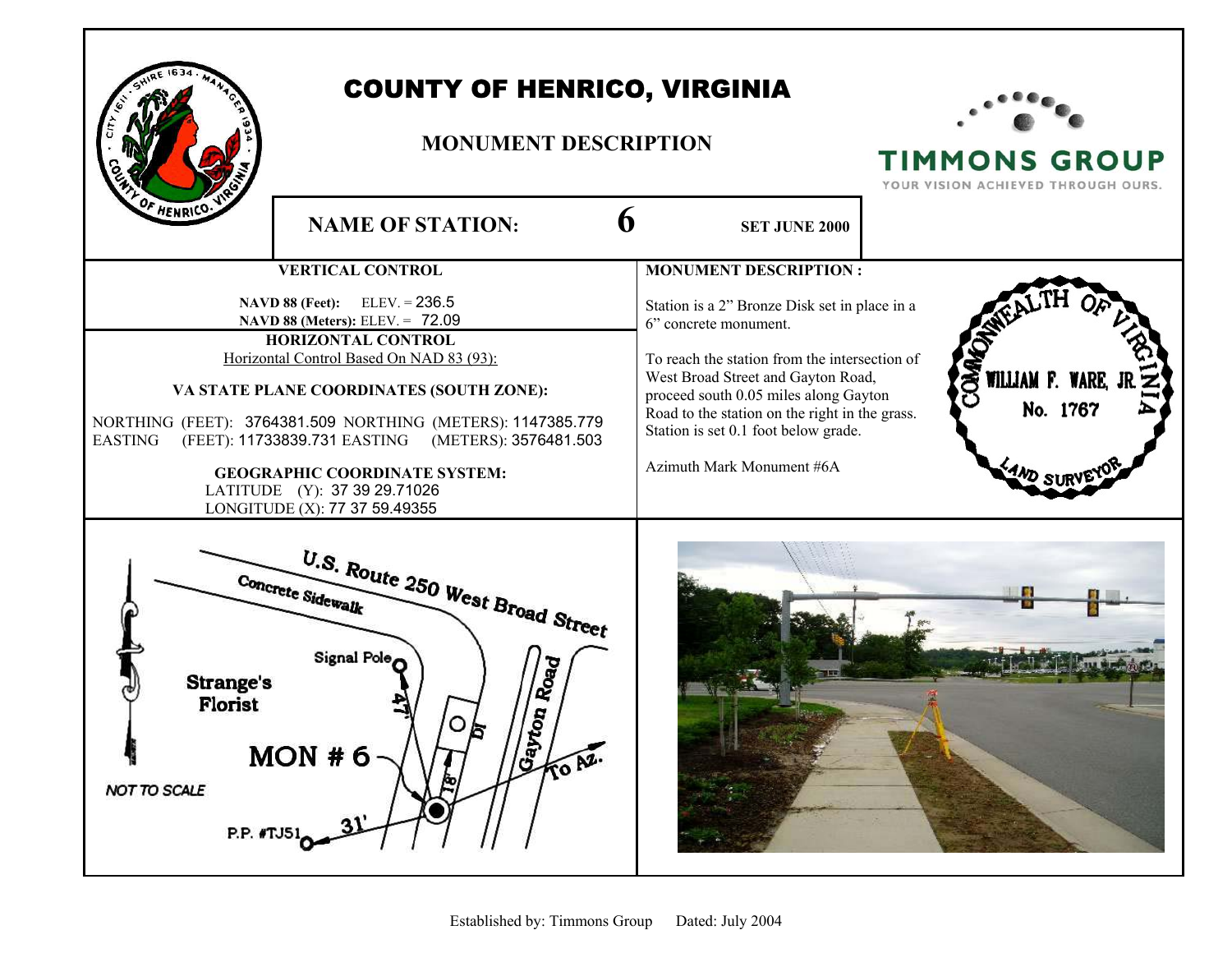# COUNTY OF HENRICO, VIRGINIA

## MONUMENT DESCRIPTION

TIMMONS GROUP
YOUR VISION ACHIEVED THROUGH OURS.

**NAME OF STATION:** **6** **SET JUNE 2000**

### VERTICAL CONTROL

**NAVD 88 (Feet):** ELEV. = 236.5
**NAVD 88 (Meters):** ELEV. = 72.09

### HORIZONTAL CONTROL

Horizontal Control Based On NAD 83 (93):

**VA STATE PLANE COORDINATES (SOUTH ZONE):**

NORTHING (FEET): 3764381.509 NORTHING (METERS): 1147385.779
EASTING (FEET): 11733839.731 EASTING (METERS): 3576481.503

**GEOGRAPHIC COORDINATE SYSTEM:**

LATITUDE (Y): 37 39 29.71026
LONGITUDE (X): 77 37 59.49355

### MONUMENT DESCRIPTION :

Station is a 2" Bronze Disk set in place in a 6" concrete monument.

To reach the station from the intersection of West Broad Street and Gayton Road, proceed south 0.05 miles along Gayton Road to the station on the right in the grass. Station is set 0.1 foot below grade.

Azimuth Mark Monument #6A

COMMONWEALTH OF VIRGINIA
WILLIAM F. WARE, JR.
No. 1767
LAND SURVEYOR

U.S. Route 250 West Broad Street
Concrete Sidewalk
Signal Pole
47'
Strange's Florist
DI
Gayton Road
MON # 6
18'
To Az.
NOT TO SCALE
P.P. #TJ51
31'

Established by: Timmons Group Dated: July 2004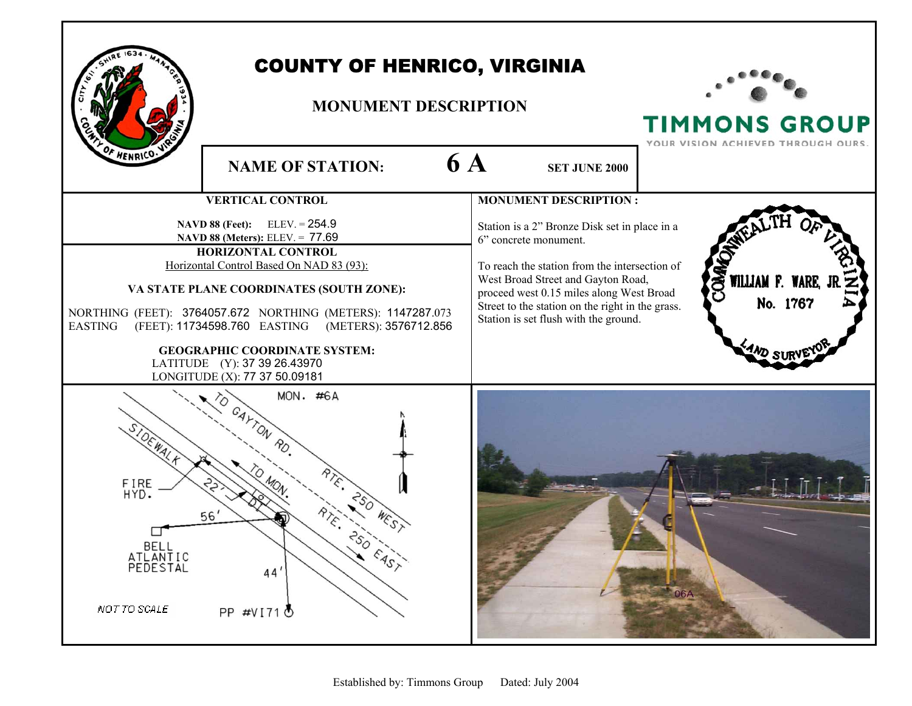# COUNTY OF HENRICO, VIRGINIA

## MONUMENT DESCRIPTION

TIMMONS GROUP
YOUR VISION ACHIEVED THROUGH OURS.

**NAME OF STATION:** **6 A** **SET JUNE 2000**

### VERTICAL CONTROL

**NAVD 88 (Feet):** ELEV. = 254.9
**NAVD 88 (Meters):** ELEV. = 77.69

### HORIZONTAL CONTROL

Horizontal Control Based On NAD 83 (93):

**VA STATE PLANE COORDINATES (SOUTH ZONE):**

NORTHING (FEET): 3764057.672 NORTHING (METERS): 1147287.073
EASTING (FEET): 11734598.760 EASTING (METERS): 3576712.856

**GEOGRAPHIC COORDINATE SYSTEM:**

LATITUDE (Y): 37 39 26.43970
LONGITUDE (X): 77 37 50.09181

### MONUMENT DESCRIPTION :

Station is a 2" Bronze Disk set in place in a 6" concrete monument.

To reach the station from the intersection of West Broad Street and Gayton Road, proceed west 0.15 miles along West Broad Street to the station on the right in the grass. Station is set flush with the ground.

COMMONWEALTH OF VIRGINIA
WILLIAM F. WARE, JR.
No. 1767
LAND SURVEYOR

MON. #6A
TO GAYTON RD.
SIDEWALK
TO MON.
RTE. 250 WEST
RTE. 250 EAST
FIRE HYD.
22'
18'
56'
BELL ATLANTIC PEDESTAL
44'
NOT TO SCALE
PP #VI71

06A

Established by: Timmons Group Dated: July 2004